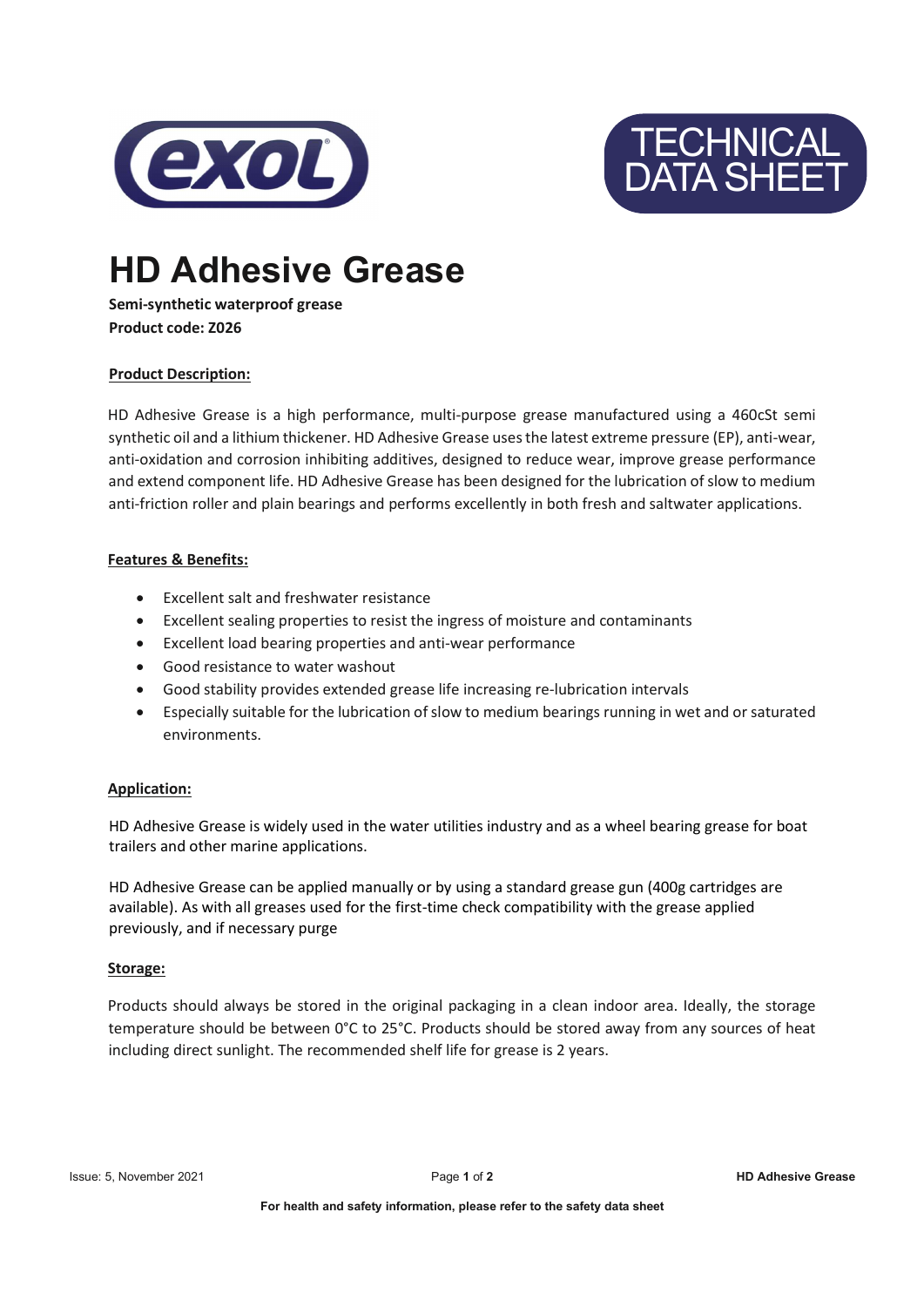# HD Adhesive Grease

**Semi-synthetic waterproof grease**
**Product code: Z026**

## Product Description:

HD Adhesive Grease is a high performance, multi-purpose grease manufactured using a 460cSt semi synthetic oil and a lithium thickener. HD Adhesive Grease uses the latest extreme pressure (EP), anti-wear, anti-oxidation and corrosion inhibiting additives, designed to reduce wear, improve grease performance and extend component life. HD Adhesive Grease has been designed for the lubrication of slow to medium anti-friction roller and plain bearings and performs excellently in both fresh and saltwater applications.

## Features & Benefits:

- Excellent salt and freshwater resistance
- Excellent sealing properties to resist the ingress of moisture and contaminants
- Excellent load bearing properties and anti-wear performance
- Good resistance to water washout
- Good stability provides extended grease life increasing re-lubrication intervals
- Especially suitable for the lubrication of slow to medium bearings running in wet and or saturated environments.

## Application:

HD Adhesive Grease is widely used in the water utilities industry and as a wheel bearing grease for boat trailers and other marine applications.

HD Adhesive Grease can be applied manually or by using a standard grease gun (400g cartridges are available). As with all greases used for the first-time check compatibility with the grease applied previously, and if necessary purge

## Storage:

Products should always be stored in the original packaging in a clean indoor area. Ideally, the storage temperature should be between 0°C to 25°C. Products should be stored away from any sources of heat including direct sunlight. The recommended shelf life for grease is 2 years.

**For health and safety information, please refer to the safety data sheet**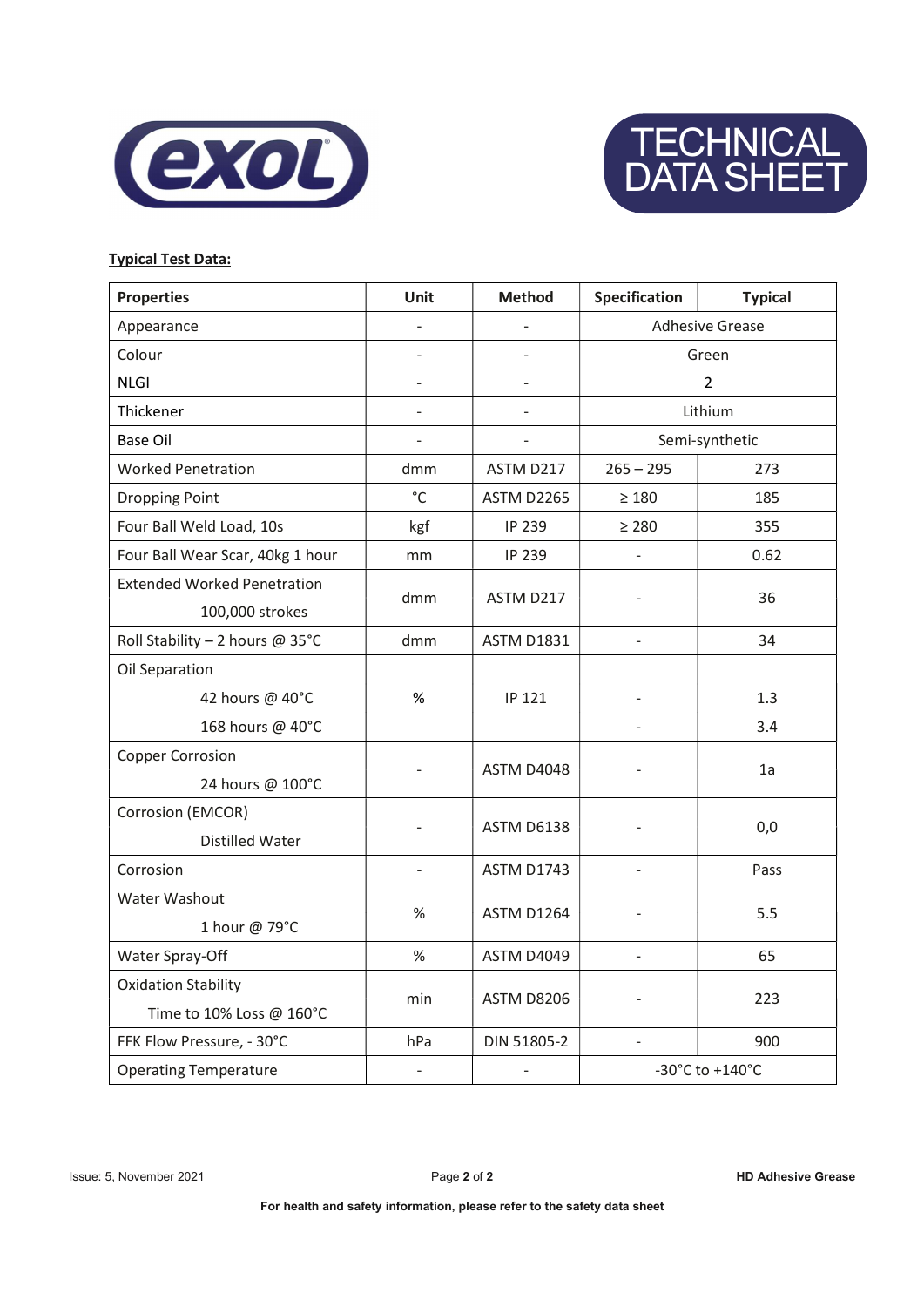**Typical Test Data:**

| Properties | Unit | Method | Specification | Typical |
|---|---|---|---|---|
| Appearance | - | - | Adhesive Grease | |
| Colour | - | - | Green | |
| NLGI | - | - | 2 | |
| Thickener | - | - | Lithium | |
| Base Oil | - | - | Semi-synthetic | |
| Worked Penetration | dmm | ASTM D217 | 265 – 295 | 273 |
| Dropping Point | °C | ASTM D2265 | ≥ 180 | 185 |
| Four Ball Weld Load, 10s | kgf | IP 239 | ≥ 280 | 355 |
| Four Ball Wear Scar, 40kg 1 hour | mm | IP 239 | - | 0.62 |
| Extended Worked Penetration 100,000 strokes | dmm | ASTM D217 | - | 36 |
| Roll Stability – 2 hours @ 35°C | dmm | ASTM D1831 | - | 34 |
| Oil Separation 42 hours @ 40°C | % | IP 121 | - | 1.3 |
| 168 hours @ 40°C | | | - | 3.4 |
| Copper Corrosion 24 hours @ 100°C | - | ASTM D4048 | - | 1a |
| Corrosion (EMCOR) Distilled Water | - | ASTM D6138 | - | 0,0 |
| Corrosion | - | ASTM D1743 | - | Pass |
| Water Washout 1 hour @ 79°C | % | ASTM D1264 | - | 5.5 |
| Water Spray-Off | % | ASTM D4049 | - | 65 |
| Oxidation Stability Time to 10% Loss @ 160°C | min | ASTM D8206 | - | 223 |
| FFK Flow Pressure, - 30°C | hPa | DIN 51805-2 | - | 900 |
| Operating Temperature | - | - | -30°C to +140°C | |

Issue: 5, November 2021

HD Adhesive Grease

**For health and safety information, please refer to the safety data sheet**